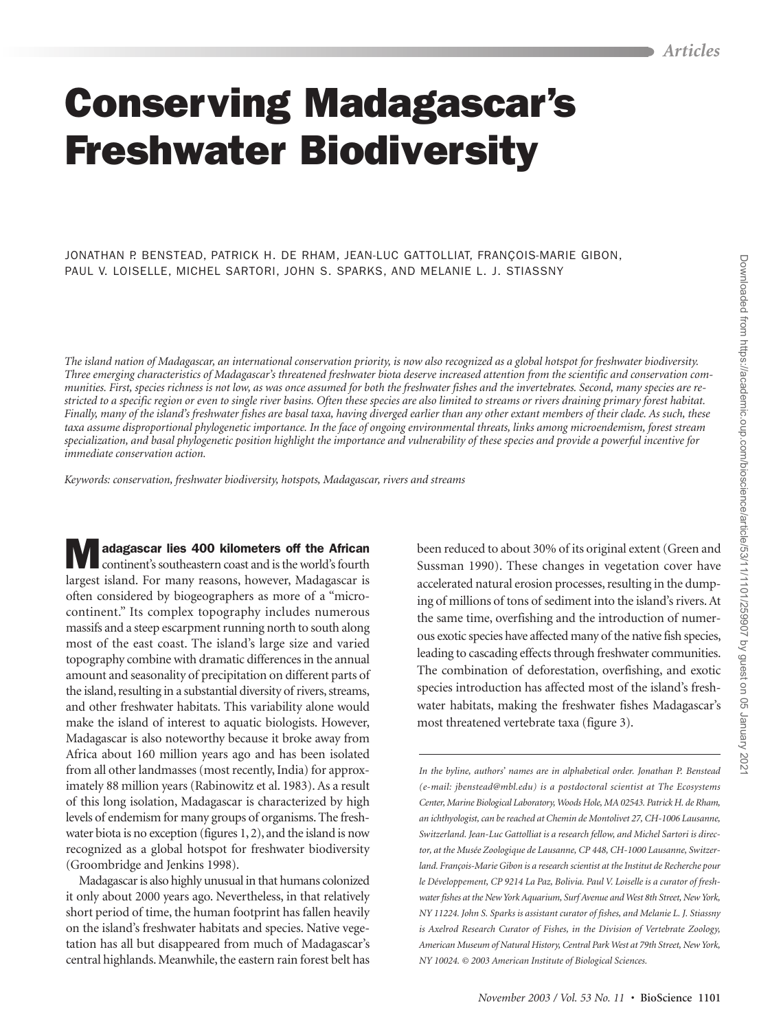# Conserving Madagascar's Freshwater Biodiversity

JONATHAN P. BENSTEAD, PATRICK H. DE RHAM, JEAN-LUC GATTOLLIAT, FRANÇOIS-MARIE GIBON, PAUL V. LOISELLE, MICHEL SARTORI, JOHN S. SPARKS, AND MELANIE L. J. STIASSNY

*The island nation of Madagascar, an international conservation priority, is now also recognized as a global hotspot for freshwater biodiversity. Three emerging characteristics of Madagascar's threatened freshwater biota deserve increased attention from the scientific and conservation communities. First, species richness is not low, as was once assumed for both the freshwater fishes and the invertebrates. Second, many species are restricted to a specific region or even to single river basins. Often these species are also limited to streams or rivers draining primary forest habitat. Finally, many of the island's freshwater fishes are basal taxa, having diverged earlier than any other extant members of their clade. As such, these taxa assume disproportional phylogenetic importance. In the face of ongoing environmental threats, links among microendemism, forest stream specialization, and basal phylogenetic position highlight the importance and vulnerability of these species and provide a powerful incentive for immediate conservation action.*

*Keywords: conservation, freshwater biodiversity, hotspots, Madagascar, rivers and streams*

**Madagascar lies 400 kilometers off the African** continent's southeastern coast and is the world's fourth largest island. For many reasons, however, Madagascar is often considered by biogeographers as more of a "microcontinent." Its complex topography includes numerous massifs and a steep escarpment running north to south along most of the east coast. The island's large size and varied topography combine with dramatic differences in the annual amount and seasonality of precipitation on different parts of the island, resulting in a substantial diversity of rivers, streams, and other freshwater habitats. This variability alone would make the island of interest to aquatic biologists. However, Madagascar is also noteworthy because it broke away from Africa about 160 million years ago and has been isolated from all other landmasses (most recently, India) for approximately 88 million years (Rabinowitz et al. 1983). As a result of this long isolation, Madagascar is characterized by high levels of endemism for many groups of organisms. The freshwater biota is no exception (figures 1, 2), and the island is now recognized as a global hotspot for freshwater biodiversity (Groombridge and Jenkins 1998).

Madagascar is also highly unusual in that humans colonized it only about 2000 years ago. Nevertheless, in that relatively short period of time, the human footprint has fallen heavily on the island's freshwater habitats and species. Native vegetation has all but disappeared from much of Madagascar's central highlands. Meanwhile, the eastern rain forest belt has been reduced to about 30% of its original extent (Green and Sussman 1990). These changes in vegetation cover have accelerated natural erosion processes, resulting in the dumping of millions of tons of sediment into the island's rivers. At the same time, overfishing and the introduction of numerous exotic species have affected many of the native fish species, leading to cascading effects through freshwater communities. The combination of deforestation, overfishing, and exotic species introduction has affected most of the island's freshwater habitats, making the freshwater fishes Madagascar's most threatened vertebrate taxa (figure 3).

*In the byline, authors' names are in alphabetical order. Jonathan P. Benstead (e-mail: jbenstead@mbl.edu) is a postdoctoral scientist at The Ecosystems Center, Marine Biological Laboratory, Woods Hole, MA 02543. Patrick H. de Rham, an ichthyologist, can be reached at Chemin de Montolivet 27, CH-1006 Lausanne, Switzerland. Jean-Luc Gattolliat is a research fellow, and Michel Sartori is director, at the Musée Zoologique de Lausanne, CP 448, CH-1000 Lausanne, Switzerland. François-Marie Gibon is a research scientist at the Institut de Recherche pour le Développement, CP 9214 La Paz, Bolivia. Paul V. Loiselle is a curator of freshwater fishes at the New York Aquarium, Surf Avenue and West 8th Street, New York, NY 11224. John S. Sparks is assistant curator of fishes, and Melanie L. J. Stiassny is Axelrod Research Curator of Fishes, in the Division of Vertebrate Zoology, American Museum of Natural History, Central Park West at 79th Street, New York, NY 10024. © 2003 American Institute of Biological Sciences.*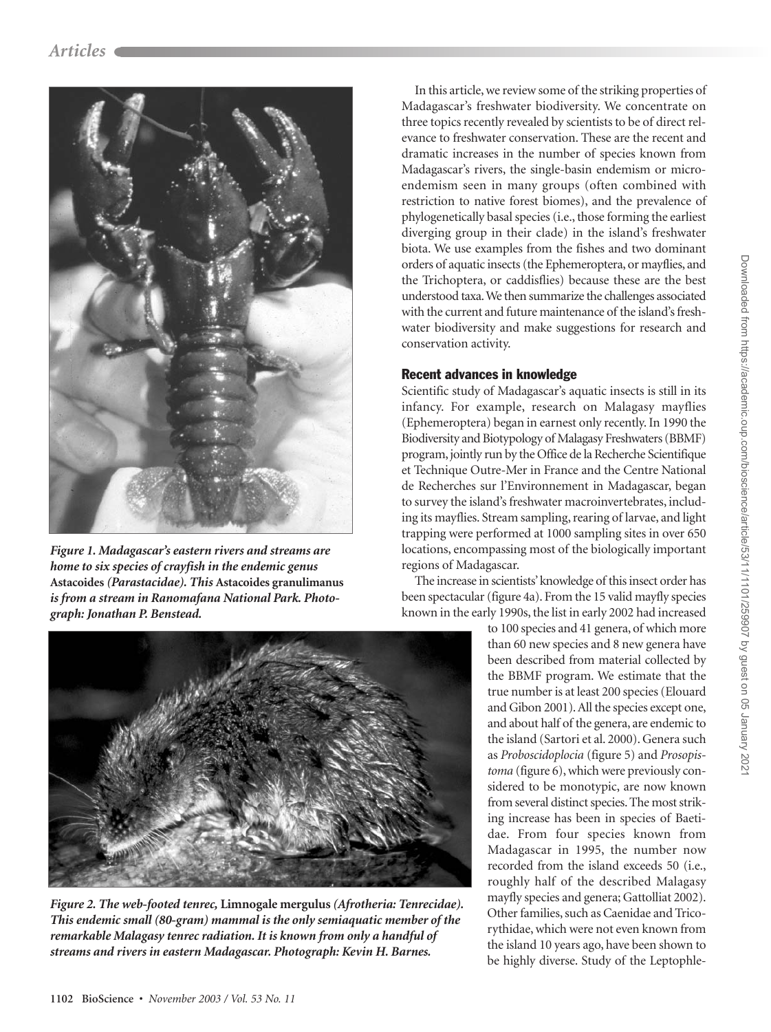*Figure 1. Madagascar's eastern rivers and streams are home to six species of crayfish in the endemic genus* **Astacoides** *(Parastacidae). This* **Astacoides granulimanus** *is from a stream in Ranomafana National Park. Photograph: Jonathan P. Benstead.*

*Figure 2. The web-footed tenrec,* **Limnogale mergulus** *(Afrotheria: Tenrecidae). This endemic small (80-gram) mammal is the only semiaquatic member of the remarkable Malagasy tenrec radiation. It is known from only a handful of streams and rivers in eastern Madagascar. Photograph: Kevin H. Barnes.*

In this article, we review some of the striking properties of Madagascar's freshwater biodiversity. We concentrate on three topics recently revealed by scientists to be of direct relevance to freshwater conservation. These are the recent and dramatic increases in the number of species known from Madagascar's rivers, the single-basin endemism or microendemism seen in many groups (often combined with restriction to native forest biomes), and the prevalence of phylogenetically basal species (i.e., those forming the earliest diverging group in their clade) in the island's freshwater biota. We use examples from the fishes and two dominant orders of aquatic insects (the Ephemeroptera, or mayflies, and the Trichoptera, or caddisflies) because these are the best understood taxa. We then summarize the challenges associated with the current and future maintenance of the island's freshwater biodiversity and make suggestions for research and conservation activity.

## Recent advances in knowledge

Scientific study of Madagascar's aquatic insects is still in its infancy. For example, research on Malagasy mayflies (Ephemeroptera) began in earnest only recently. In 1990 the Biodiversity and Biotypology of Malagasy Freshwaters (BBMF) program, jointly run by the Office de la Recherche Scientifique et Technique Outre-Mer in France and the Centre National de Recherches sur l'Environnement in Madagascar, began to survey the island's freshwater macroinvertebrates, including its mayflies. Stream sampling, rearing of larvae, and light trapping were performed at 1000 sampling sites in over 650 locations, encompassing most of the biologically important regions of Madagascar.

The increase in scientists' knowledge of this insect order has been spectacular (figure 4a). From the 15 valid mayfly species known in the early 1990s, the list in early 2002 had increased to 100 species and 41 genera, of which more than 60 new species and 8 new genera have been described from material collected by the BBMF program. We estimate that the true number is at least 200 species (Elouard and Gibon 2001). All the species except one, and about half of the genera, are endemic to the island (Sartori et al. 2000). Genera such as *Proboscidoplocia* (figure 5) and *Prosopistoma* (figure 6), which were previously considered to be monotypic, are now known from several distinct species. The most striking increase has been in species of Baetidae. From four species known from Madagascar in 1995, the number now recorded from the island exceeds 50 (i.e., roughly half of the described Malagasy mayfly species and genera; Gattolliat 2002). Other families, such as Caenidae and Tricorythidae, which were not even known from the island 10 years ago, have been shown to be highly diverse. Study of the Leptophle-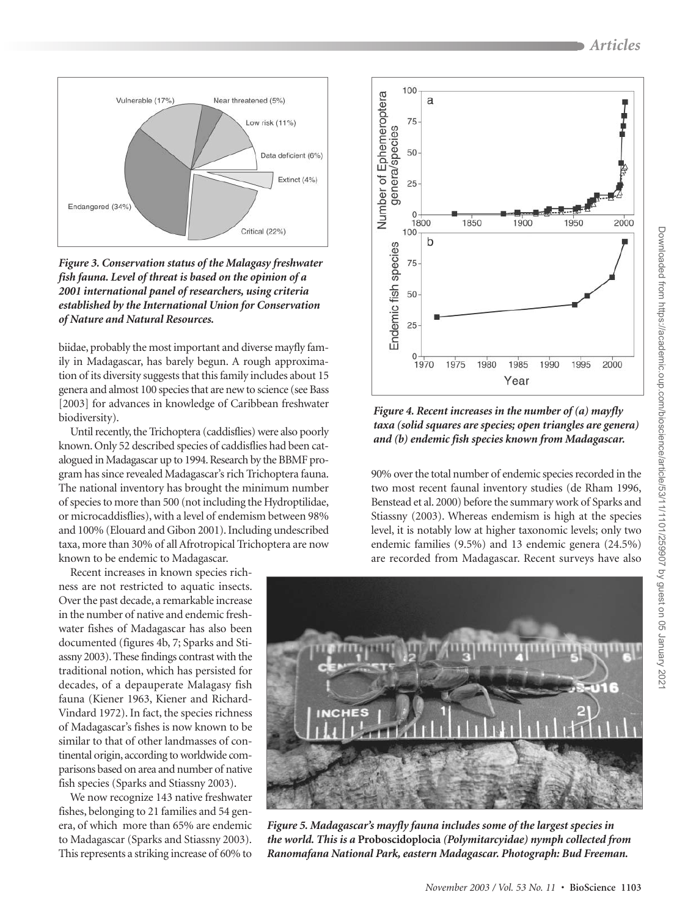*Figure 3. Conservation status of the Malagasy freshwater fish fauna. Level of threat is based on the opinion of a 2001 international panel of researchers, using criteria established by the International Union for Conservation of Nature and Natural Resources.*

biidae, probably the most important and diverse mayfly family in Madagascar, has barely begun. A rough approximation of its diversity suggests that this family includes about 15 genera and almost 100 species that are new to science (see Bass [2003] for advances in knowledge of Caribbean freshwater biodiversity).

Until recently, the Trichoptera (caddisflies) were also poorly known. Only 52 described species of caddisflies had been catalogued in Madagascar up to 1994. Research by the BBMF program has since revealed Madagascar's rich Trichoptera fauna. The national inventory has brought the minimum number of species to more than 500 (not including the Hydroptilidae, or microcaddisflies), with a level of endemism between 98% and 100% (Elouard and Gibon 2001). Including undescribed taxa, more than 30% of all Afrotropical Trichoptera are now known to be endemic to Madagascar.

Recent increases in known species richness are not restricted to aquatic insects. Over the past decade, a remarkable increase in the number of native and endemic freshwater fishes of Madagascar has also been documented (figures 4b, 7; Sparks and Stiassny 2003). These findings contrast with the traditional notion, which has persisted for decades, of a depauperate Malagasy fish fauna (Kiener 1963, Kiener and Richard-Vindard 1972). In fact, the species richness of Madagascar's fishes is now known to be similar to that of other landmasses of continental origin, according to worldwide comparisons based on area and number of native fish species (Sparks and Stiassny 2003).

We now recognize 143 native freshwater fishes, belonging to 21 families and 54 genera, of which more than 65% are endemic to Madagascar (Sparks and Stiassny 2003). This represents a striking increase of 60% to 90% over the total number of endemic species recorded in the two most recent faunal inventory studies (de Rham 1996, Benstead et al. 2000) before the summary work of Sparks and Stiassny (2003). Whereas endemism is high at the species level, it is notably low at higher taxonomic levels; only two endemic families (9.5%) and 13 endemic genera (24.5%) are recorded from Madagascar. Recent surveys have also

*Figure 4. Recent increases in the number of (a) mayfly taxa (solid squares are species; open triangles are genera) and (b) endemic fish species known from Madagascar.*

*Figure 5. Madagascar's mayfly fauna includes some of the largest species in the world. This is a* **Proboscidoplocia** *(Polymitarcyidae) nymph collected from Ranomafana National Park, eastern Madagascar. Photograph: Bud Freeman.*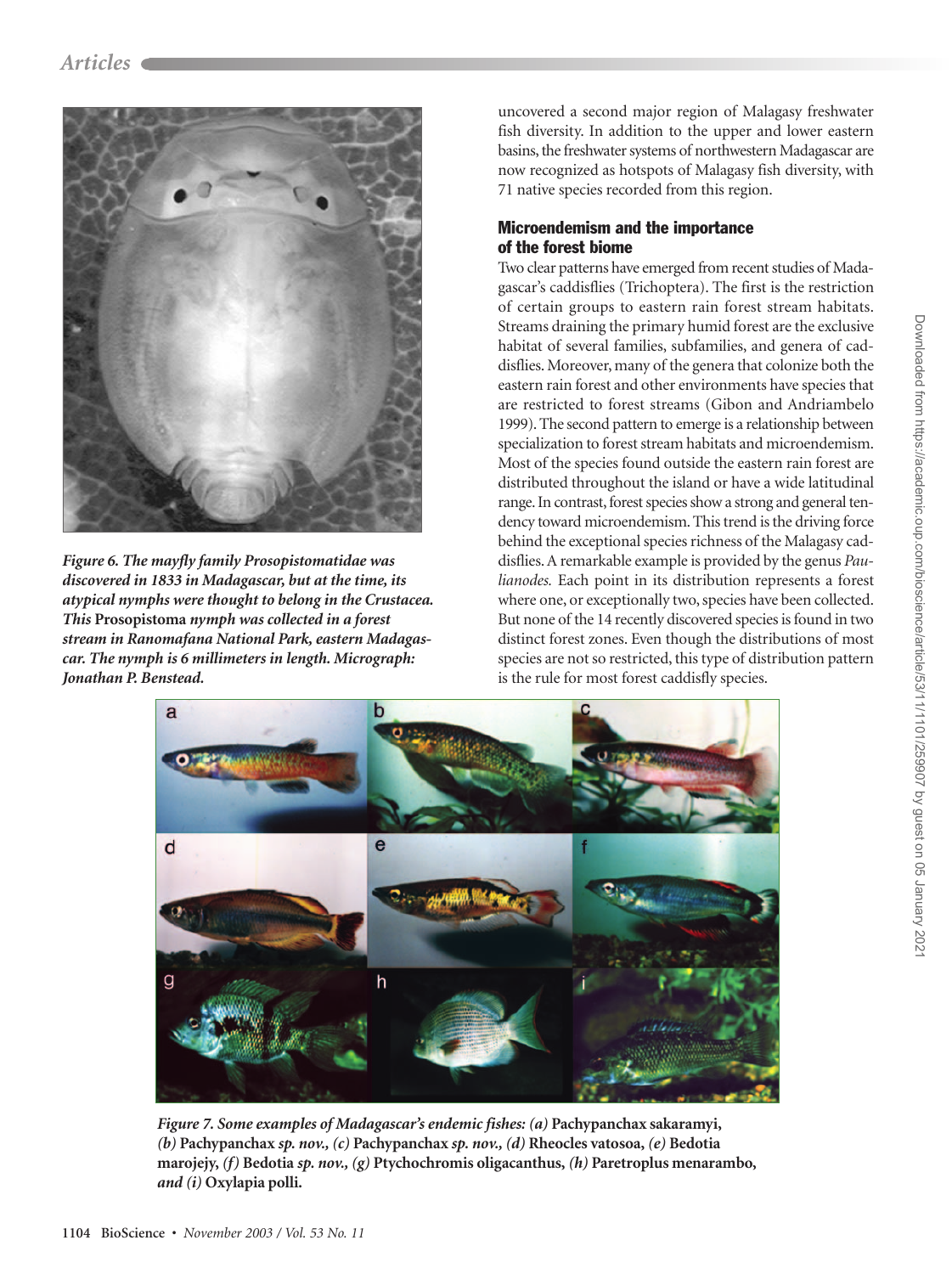*Figure 6. The mayfly family Prosopistomatidae was discovered in 1833 in Madagascar, but at the time, its atypical nymphs were thought to belong in the Crustacea. This* **Prosopistoma** *nymph was collected in a forest stream in Ranomafana National Park, eastern Madagascar. The nymph is 6 millimeters in length. Micrograph: Jonathan P. Benstead.*

uncovered a second major region of Malagasy freshwater fish diversity. In addition to the upper and lower eastern basins, the freshwater systems of northwestern Madagascar are now recognized as hotspots of Malagasy fish diversity, with 71 native species recorded from this region.

## Microendemism and the importance of the forest biome

Two clear patterns have emerged from recent studies of Madagascar's caddisflies (Trichoptera). The first is the restriction of certain groups to eastern rain forest stream habitats. Streams draining the primary humid forest are the exclusive habitat of several families, subfamilies, and genera of caddisflies. Moreover, many of the genera that colonize both the eastern rain forest and other environments have species that are restricted to forest streams (Gibon and Andriambelo 1999). The second pattern to emerge is a relationship between specialization to forest stream habitats and microendemism. Most of the species found outside the eastern rain forest are distributed throughout the island or have a wide latitudinal range. In contrast, forest species show a strong and general tendency toward microendemism. This trend is the driving force behind the exceptional species richness of the Malagasy caddisflies. A remarkable example is provided by the genus *Paulianodes.* Each point in its distribution represents a forest where one, or exceptionally two, species have been collected. But none of the 14 recently discovered species is found in two distinct forest zones. Even though the distributions of most species are not so restricted, this type of distribution pattern is the rule for most forest caddisfly species.

*Figure 7. Some examples of Madagascar's endemic fishes: (a)* **Pachypanchax sakaramyi,** *(b)* **Pachypanchax** *sp. nov., (c)* **Pachypanchax** *sp. nov., (d)* **Rheocles vatosoa,** *(e)* **Bedotia marojejy,** *(f)* **Bedotia** *sp. nov., (g)* **Ptychochromis oligacanthus,** *(h)* **Paretroplus menarambo,** *and (i)* **Oxylapia polli.**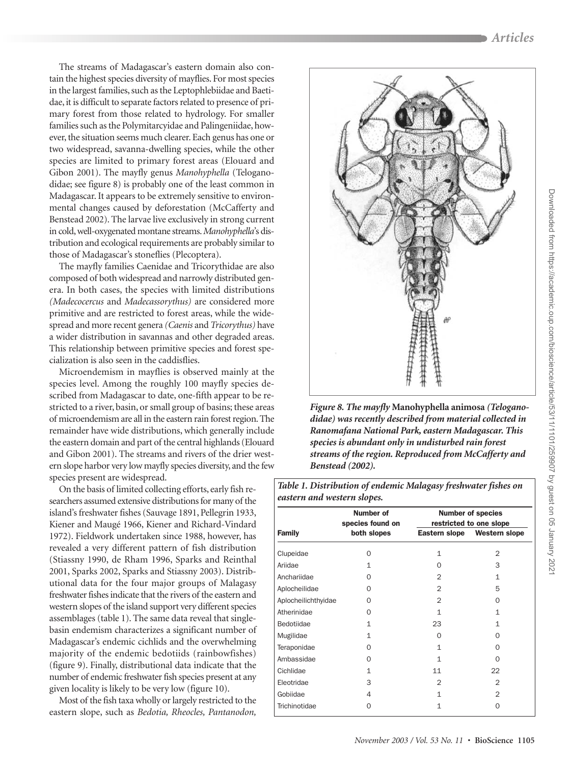The streams of Madagascar's eastern domain also contain the highest species diversity of mayflies. For most species in the largest families, such as the Leptophlebiidae and Baetidae, it is difficult to separate factors related to presence of primary forest from those related to hydrology. For smaller families such as the Polymitarcyidae and Palingeniidae, however, the situation seems much clearer. Each genus has one or two widespread, savanna-dwelling species, while the other species are limited to primary forest areas (Elouard and Gibon 2001). The mayfly genus *Manohyphella* (Teloganodidae; see figure 8) is probably one of the least common in Madagascar. It appears to be extremely sensitive to environmental changes caused by deforestation (McCafferty and Benstead 2002). The larvae live exclusively in strong current in cold, well-oxygenated montane streams. *Manohyphella*'s distribution and ecological requirements are probably similar to those of Madagascar's stoneflies (Plecoptera).

The mayfly families Caenidae and Tricorythidae are also composed of both widespread and narrowly distributed genera. In both cases, the species with limited distributions *(Madecocercus* and *Madecassorythus)* are considered more primitive and are restricted to forest areas, while the widespread and more recent genera *(Caenis* and *Tricorythus)* have a wider distribution in savannas and other degraded areas. This relationship between primitive species and forest specialization is also seen in the caddisflies.

Microendemism in mayflies is observed mainly at the species level. Among the roughly 100 mayfly species described from Madagascar to date, one-fifth appear to be restricted to a river, basin, or small group of basins; these areas of microendemism are all in the eastern rain forest region. The remainder have wide distributions, which generally include the eastern domain and part of the central highlands (Elouard and Gibon 2001). The streams and rivers of the drier western slope harbor very low mayfly species diversity, and the few species present are widespread.

On the basis of limited collecting efforts, early fish researchers assumed extensive distributions for many of the island's freshwater fishes (Sauvage 1891, Pellegrin 1933, Kiener and Maugé 1966, Kiener and Richard-Vindard 1972). Fieldwork undertaken since 1988, however, has revealed a very different pattern of fish distribution (Stiassny 1990, de Rham 1996, Sparks and Reinthal 2001, Sparks 2002, Sparks and Stiassny 2003). Distributional data for the four major groups of Malagasy freshwater fishes indicate that the rivers of the eastern and western slopes of the island support very different species assemblages (table 1). The same data reveal that single-basin endemism characterizes a significant number of Madagascar's endemic cichlids and the overwhelming majority of the endemic bedotiids (rainbowfishes) (figure 9). Finally, distributional data indicate that the number of endemic freshwater fish species present at any given locality is likely to be very low (figure 10).

Most of the fish taxa wholly or largely restricted to the eastern slope, such as *Bedotia, Rheocles, Pantanodon,*

***Figure 8. The mayfly* Manohyphella animosa *(Teloganodidae) was recently described from material collected in Ranomafana National Park, eastern Madagascar. This species is abundant only in undisturbed rain forest streams of the region. Reproduced from McCafferty and Benstead (2002).***

***Table 1. Distribution of endemic Malagasy freshwater fishes on eastern and western slopes.***

| Family | Number of species found on both slopes | Number of species restricted to one slope | |
|---|---|---|---|
| | | Eastern slope | Western slope |
| Clupeidae | 0 | 1 | 2 |
| Ariidae | 1 | 0 | 3 |
| Anchariidae | 0 | 2 | 1 |
| Aplocheilidae | 0 | 2 | 5 |
| Aplocheilichthyidae | 0 | 2 | 0 |
| Atherinidae | 0 | 1 | 1 |
| Bedotiidae | 1 | 23 | 1 |
| Mugilidae | 1 | 0 | 0 |
| Teraponidae | 0 | 1 | 0 |
| Ambassidae | 0 | 1 | 0 |
| Cichlidae | 1 | 11 | 22 |
| Eleotridae | 3 | 2 | 2 |
| Gobiidae | 4 | 1 | 2 |
| Trichinotidae | 0 | 1 | 0 |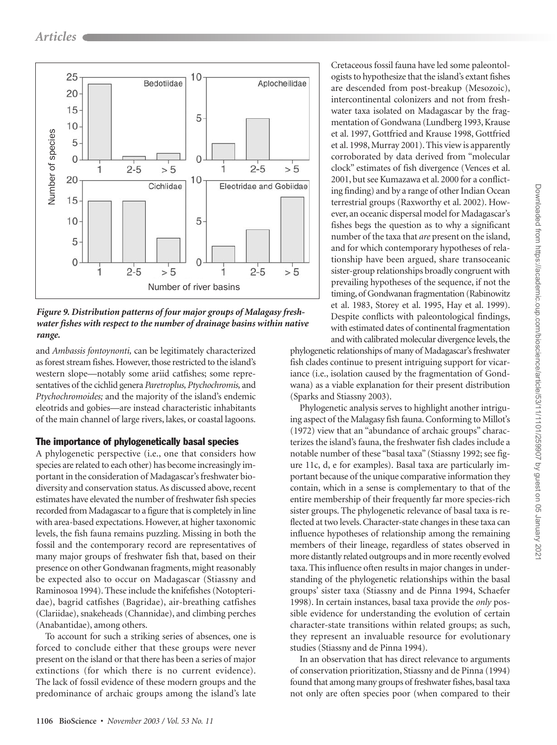*Figure 9. Distribution patterns of four major groups of Malagasy freshwater fishes with respect to the number of drainage basins within native range.*

and *Ambassis fontoynonti,* can be legitimately characterized as forest stream fishes. However, those restricted to the island's western slope—notably some ariid catfishes; some representatives of the cichlid genera *Paretroplus, Ptychochromis,* and *Ptychochromoides;* and the majority of the island's endemic eleotrids and gobies—are instead characteristic inhabitants of the main channel of large rivers, lakes, or coastal lagoons.

## The importance of phylogenetically basal species

A phylogenetic perspective (i.e., one that considers how species are related to each other) has become increasingly important in the consideration of Madagascar's freshwater biodiversity and conservation status. As discussed above, recent estimates have elevated the number of freshwater fish species recorded from Madagascar to a figure that is completely in line with area-based expectations. However, at higher taxonomic levels, the fish fauna remains puzzling. Missing in both the fossil and the contemporary record are representatives of many major groups of freshwater fish that, based on their presence on other Gondwanan fragments, might reasonably be expected also to occur on Madagascar (Stiassny and Raminosoa 1994). These include the knifefishes (Notopteridae), bagrid catfishes (Bagridae), air-breathing catfishes (Clariidae), snakeheads (Channidae), and climbing perches (Anabantidae), among others.

To account for such a striking series of absences, one is forced to conclude either that these groups were never present on the island or that there has been a series of major extinctions (for which there is no current evidence). The lack of fossil evidence of these modern groups and the predominance of archaic groups among the island's late Cretaceous fossil fauna have led some paleontologists to hypothesize that the island's extant fishes are descended from post-breakup (Mesozoic), intercontinental colonizers and not from freshwater taxa isolated on Madagascar by the fragmentation of Gondwana (Lundberg 1993, Krause et al. 1997, Gottfried and Krause 1998, Gottfried et al. 1998, Murray 2001). This view is apparently corroborated by data derived from "molecular clock" estimates of fish divergence (Vences et al. 2001, but see Kumazawa et al. 2000 for a conflicting finding) and by a range of other Indian Ocean terrestrial groups (Raxworthy et al. 2002). However, an oceanic dispersal model for Madagascar's fishes begs the question as to why a significant number of the taxa that *are* present on the island, and for which contemporary hypotheses of relationship have been argued, share transoceanic sister-group relationships broadly congruent with prevailing hypotheses of the sequence, if not the timing, of Gondwanan fragmentation (Rabinowitz et al. 1983, Storey et al. 1995, Hay et al. 1999). Despite conflicts with paleontological findings, with estimated dates of continental fragmentation and with calibrated molecular divergence levels, the phylogenetic relationships of many of Madagascar's freshwater fish clades continue to present intriguing support for vicariance (i.e., isolation caused by the fragmentation of Gondwana) as a viable explanation for their present distribution (Sparks and Stiassny 2003).

Phylogenetic analysis serves to highlight another intriguing aspect of the Malagasy fish fauna. Conforming to Millot's (1972) view that an "abundance of archaic groups" characterizes the island's fauna, the freshwater fish clades include a notable number of these "basal taxa" (Stiassny 1992; see figure 11c, d, e for examples). Basal taxa are particularly important because of the unique comparative information they contain, which in a sense is complementary to that of the entire membership of their frequently far more species-rich sister groups. The phylogenetic relevance of basal taxa is reflected at two levels. Character-state changes in these taxa can influence hypotheses of relationship among the remaining members of their lineage, regardless of states observed in more distantly related outgroups and in more recently evolved taxa. This influence often results in major changes in understanding of the phylogenetic relationships within the basal groups' sister taxa (Stiassny and de Pinna 1994, Schaefer 1998). In certain instances, basal taxa provide the *only* possible evidence for understanding the evolution of certain character-state transitions within related groups; as such, they represent an invaluable resource for evolutionary studies (Stiassny and de Pinna 1994).

In an observation that has direct relevance to arguments of conservation prioritization, Stiassny and de Pinna (1994) found that among many groups of freshwater fishes, basal taxa not only are often species poor (when compared to their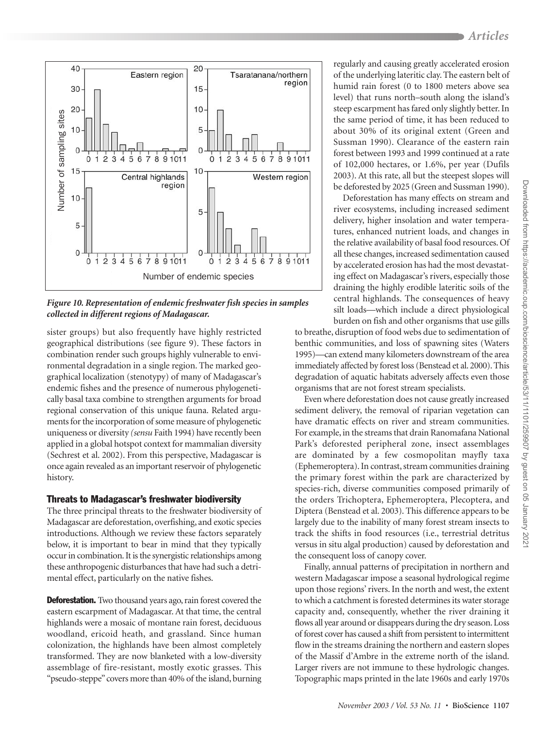*Figure 10. Representation of endemic freshwater fish species in samples collected in different regions of Madagascar.*

sister groups) but also frequently have highly restricted geographical distributions (see figure 9). These factors in combination render such groups highly vulnerable to environmental degradation in a single region. The marked geographical localization (stenotypy) of many of Madagascar's endemic fishes and the presence of numerous phylogenetically basal taxa combine to strengthen arguments for broad regional conservation of this unique fauna. Related arguments for the incorporation of some measure of phylogenetic uniqueness or diversity (*sensu* Faith 1994) have recently been applied in a global hotspot context for mammalian diversity (Sechrest et al. 2002). From this perspective, Madagascar is once again revealed as an important reservoir of phylogenetic history.

## Threats to Madagascar's freshwater biodiversity

The three principal threats to the freshwater biodiversity of Madagascar are deforestation, overfishing, and exotic species introductions. Although we review these factors separately below, it is important to bear in mind that they typically occur in combination. It is the synergistic relationships among these anthropogenic disturbances that have had such a detrimental effect, particularly on the native fishes.

**Deforestation.** Two thousand years ago, rain forest covered the eastern escarpment of Madagascar. At that time, the central highlands were a mosaic of montane rain forest, deciduous woodland, ericoid heath, and grassland. Since human colonization, the highlands have been almost completely transformed. They are now blanketed with a low-diversity assemblage of fire-resistant, mostly exotic grasses. This "pseudo-steppe" covers more than 40% of the island, burning regularly and causing greatly accelerated erosion of the underlying lateritic clay. The eastern belt of humid rain forest (0 to 1800 meters above sea level) that runs north–south along the island's steep escarpment has fared only slightly better. In the same period of time, it has been reduced to about 30% of its original extent (Green and Sussman 1990). Clearance of the eastern rain forest between 1993 and 1999 continued at a rate of 102,000 hectares, or 1.6%, per year (Dufils 2003). At this rate, all but the steepest slopes will be deforested by 2025 (Green and Sussman 1990).

Deforestation has many effects on stream and river ecosystems, including increased sediment delivery, higher insolation and water temperatures, enhanced nutrient loads, and changes in the relative availability of basal food resources. Of all these changes, increased sedimentation caused by accelerated erosion has had the most devastating effect on Madagascar's rivers, especially those draining the highly erodible lateritic soils of the central highlands. The consequences of heavy silt loads—which include a direct physiological burden on fish and other organisms that use gills to breathe, disruption of food webs due to sedimentation of benthic communities, and loss of spawning sites (Waters 1995)—can extend many kilometers downstream of the area immediately affected by forest loss (Benstead et al. 2000). This degradation of aquatic habitats adversely affects even those organisms that are not forest stream specialists.

Even where deforestation does not cause greatly increased sediment delivery, the removal of riparian vegetation can have dramatic effects on river and stream communities. For example, in the streams that drain Ranomafana National Park's deforested peripheral zone, insect assemblages are dominated by a few cosmopolitan mayfly taxa (Ephemeroptera). In contrast, stream communities draining the primary forest within the park are characterized by species-rich, diverse communities composed primarily of the orders Trichoptera, Ephemeroptera, Plecoptera, and Diptera (Benstead et al. 2003). This difference appears to be largely due to the inability of many forest stream insects to track the shifts in food resources (i.e., terrestrial detritus versus in situ algal production) caused by deforestation and the consequent loss of canopy cover.

Finally, annual patterns of precipitation in northern and western Madagascar impose a seasonal hydrological regime upon those regions' rivers. In the north and west, the extent to which a catchment is forested determines its water storage capacity and, consequently, whether the river draining it flows all year around or disappears during the dry season. Loss of forest cover has caused a shift from persistent to intermittent flow in the streams draining the northern and eastern slopes of the Massif d'Ambre in the extreme north of the island. Larger rivers are not immune to these hydrologic changes. Topographic maps printed in the late 1960s and early 1970s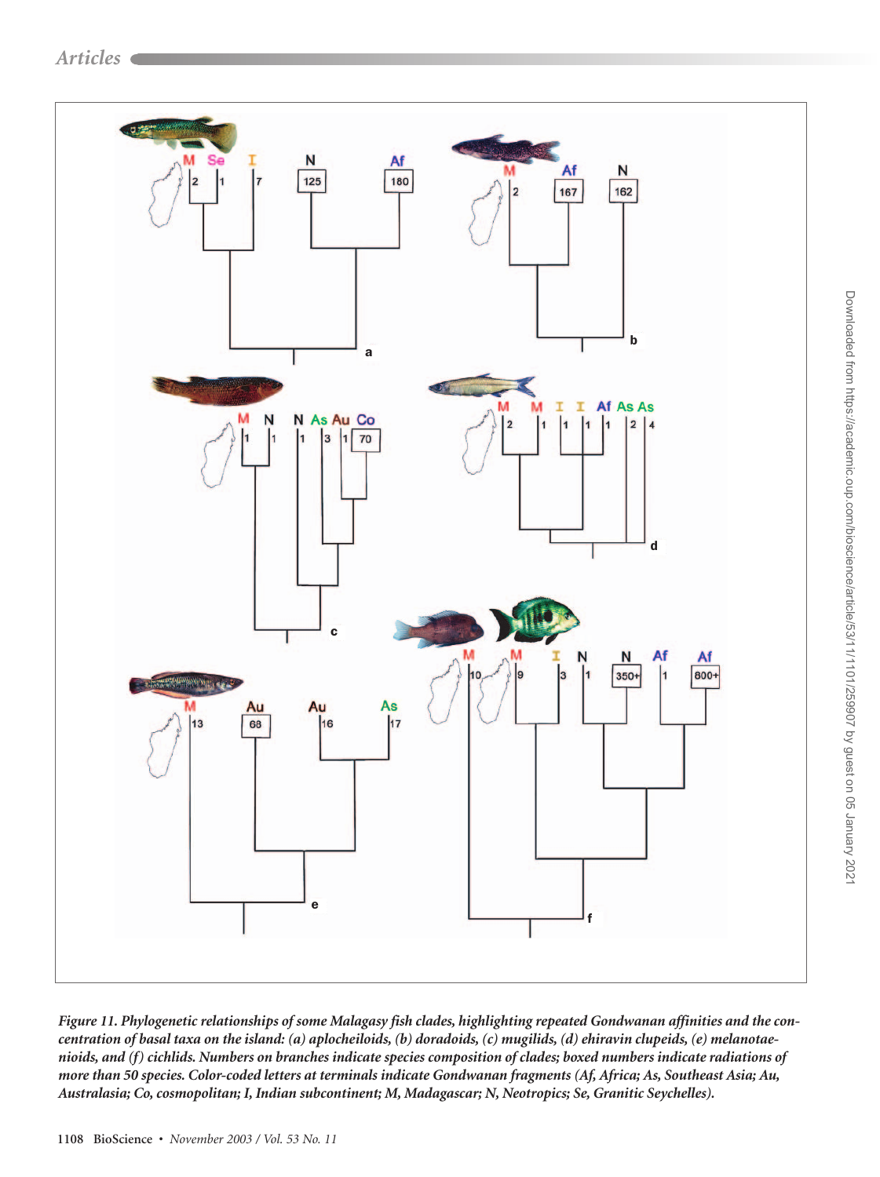*Figure 11. Phylogenetic relationships of some Malagasy fish clades, highlighting repeated Gondwanan affinities and the concentration of basal taxa on the island: (a) aplocheiloids, (b) doradoids, (c) mugilids, (d) ehiravin clupeids, (e) melanotaenioids, and (f) cichlids. Numbers on branches indicate species composition of clades; boxed numbers indicate radiations of more than 50 species. Color-coded letters at terminals indicate Gondwanan fragments (Af, Africa; As, Southeast Asia; Au, Australasia; Co, cosmopolitan; I, Indian subcontinent; M, Madagascar; N, Neotropics; Se, Granitic Seychelles).*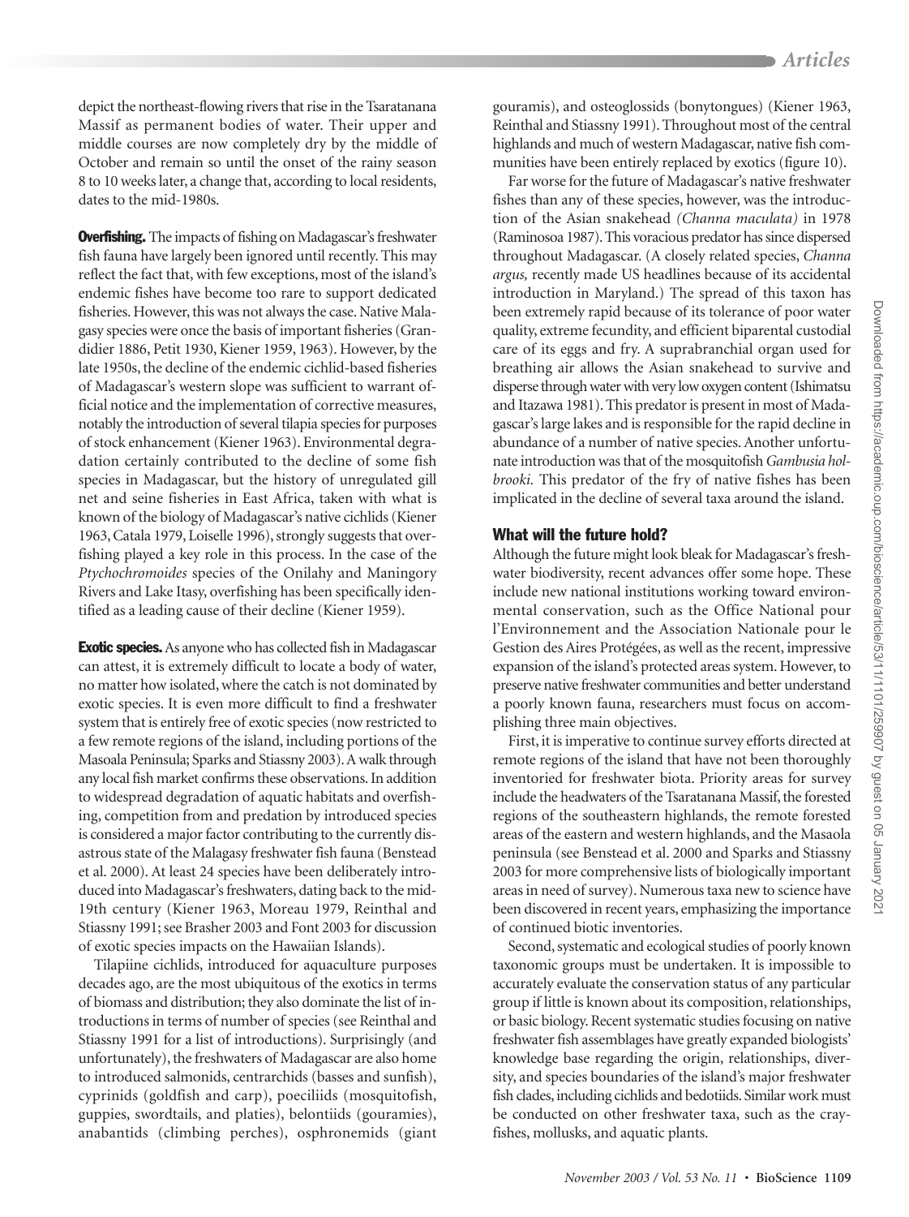depict the northeast-flowing rivers that rise in the Tsaratanana Massif as permanent bodies of water. Their upper and middle courses are now completely dry by the middle of October and remain so until the onset of the rainy season 8 to 10 weeks later, a change that, according to local residents, dates to the mid-1980s.

**Overfishing.** The impacts of fishing on Madagascar's freshwater fish fauna have largely been ignored until recently. This may reflect the fact that, with few exceptions, most of the island's endemic fishes have become too rare to support dedicated fisheries. However, this was not always the case. Native Malagasy species were once the basis of important fisheries (Grandidier 1886, Petit 1930, Kiener 1959, 1963). However, by the late 1950s, the decline of the endemic cichlid-based fisheries of Madagascar's western slope was sufficient to warrant official notice and the implementation of corrective measures, notably the introduction of several tilapia species for purposes of stock enhancement (Kiener 1963). Environmental degradation certainly contributed to the decline of some fish species in Madagascar, but the history of unregulated gill net and seine fisheries in East Africa, taken with what is known of the biology of Madagascar's native cichlids (Kiener 1963, Catala 1979, Loiselle 1996), strongly suggests that overfishing played a key role in this process. In the case of the *Ptychochromoides* species of the Onilahy and Maningory Rivers and Lake Itasy, overfishing has been specifically identified as a leading cause of their decline (Kiener 1959).

**Exotic species.** As anyone who has collected fish in Madagascar can attest, it is extremely difficult to locate a body of water, no matter how isolated, where the catch is not dominated by exotic species. It is even more difficult to find a freshwater system that is entirely free of exotic species (now restricted to a few remote regions of the island, including portions of the Masoala Peninsula; Sparks and Stiassny 2003). A walk through any local fish market confirms these observations. In addition to widespread degradation of aquatic habitats and overfishing, competition from and predation by introduced species is considered a major factor contributing to the currently disastrous state of the Malagasy freshwater fish fauna (Benstead et al. 2000). At least 24 species have been deliberately introduced into Madagascar's freshwaters, dating back to the mid-19th century (Kiener 1963, Moreau 1979, Reinthal and Stiassny 1991; see Brasher 2003 and Font 2003 for discussion of exotic species impacts on the Hawaiian Islands).

Tilapiine cichlids, introduced for aquaculture purposes decades ago, are the most ubiquitous of the exotics in terms of biomass and distribution; they also dominate the list of introductions in terms of number of species (see Reinthal and Stiassny 1991 for a list of introductions). Surprisingly (and unfortunately), the freshwaters of Madagascar are also home to introduced salmonids, centrarchids (basses and sunfish), cyprinids (goldfish and carp), poeciliids (mosquitofish, guppies, swordtails, and platies), belontiids (gouramies), anabantids (climbing perches), osphronemids (giant gouramis), and osteoglossids (bonytongues) (Kiener 1963, Reinthal and Stiassny 1991). Throughout most of the central highlands and much of western Madagascar, native fish communities have been entirely replaced by exotics (figure 10).

Far worse for the future of Madagascar's native freshwater fishes than any of these species, however, was the introduction of the Asian snakehead *(Channa maculata)* in 1978 (Raminosoa 1987). This voracious predator has since dispersed throughout Madagascar. (A closely related species, *Channa argus,* recently made US headlines because of its accidental introduction in Maryland.) The spread of this taxon has been extremely rapid because of its tolerance of poor water quality, extreme fecundity, and efficient biparental custodial care of its eggs and fry. A suprabranchial organ used for breathing air allows the Asian snakehead to survive and disperse through water with very low oxygen content (Ishimatsu and Itazawa 1981). This predator is present in most of Madagascar's large lakes and is responsible for the rapid decline in abundance of a number of native species. Another unfortunate introduction was that of the mosquitofish *Gambusia holbrooki.* This predator of the fry of native fishes has been implicated in the decline of several taxa around the island.

## What will the future hold?

Although the future might look bleak for Madagascar's freshwater biodiversity, recent advances offer some hope. These include new national institutions working toward environmental conservation, such as the Office National pour l'Environnement and the Association Nationale pour le Gestion des Aires Protégées, as well as the recent, impressive expansion of the island's protected areas system. However, to preserve native freshwater communities and better understand a poorly known fauna, researchers must focus on accomplishing three main objectives.

First, it is imperative to continue survey efforts directed at remote regions of the island that have not been thoroughly inventoried for freshwater biota. Priority areas for survey include the headwaters of the Tsaratanana Massif, the forested regions of the southeastern highlands, the remote forested areas of the eastern and western highlands, and the Masaola peninsula (see Benstead et al. 2000 and Sparks and Stiassny 2003 for more comprehensive lists of biologically important areas in need of survey). Numerous taxa new to science have been discovered in recent years, emphasizing the importance of continued biotic inventories.

Second, systematic and ecological studies of poorly known taxonomic groups must be undertaken. It is impossible to accurately evaluate the conservation status of any particular group if little is known about its composition, relationships, or basic biology. Recent systematic studies focusing on native freshwater fish assemblages have greatly expanded biologists' knowledge base regarding the origin, relationships, diversity, and species boundaries of the island's major freshwater fish clades, including cichlids and bedotiids. Similar work must be conducted on other freshwater taxa, such as the crayfishes, mollusks, and aquatic plants.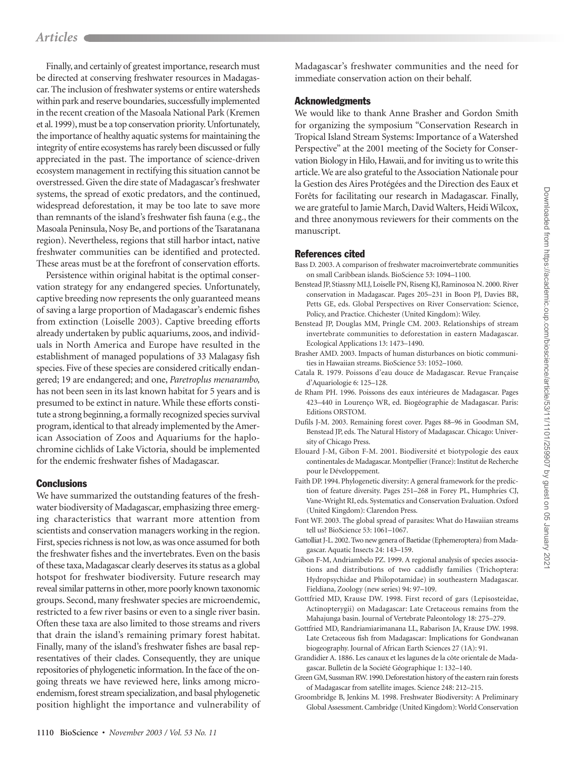Finally, and certainly of greatest importance, research must be directed at conserving freshwater resources in Madagascar. The inclusion of freshwater systems or entire watersheds within park and reserve boundaries, successfully implemented in the recent creation of the Masoala National Park (Kremen et al. 1999), must be a top conservation priority. Unfortunately, the importance of healthy aquatic systems for maintaining the integrity of entire ecosystems has rarely been discussed or fully appreciated in the past. The importance of science-driven ecosystem management in rectifying this situation cannot be overstressed. Given the dire state of Madagascar's freshwater systems, the spread of exotic predators, and the continued, widespread deforestation, it may be too late to save more than remnants of the island's freshwater fish fauna (e.g., the Masoala Peninsula, Nosy Be, and portions of the Tsaratanana region). Nevertheless, regions that still harbor intact, native freshwater communities can be identified and protected. These areas must be at the forefront of conservation efforts.

Persistence within original habitat is the optimal conservation strategy for any endangered species. Unfortunately, captive breeding now represents the only guaranteed means of saving a large proportion of Madagascar's endemic fishes from extinction (Loiselle 2003). Captive breeding efforts already undertaken by public aquariums, zoos, and individuals in North America and Europe have resulted in the establishment of managed populations of 33 Malagasy fish species. Five of these species are considered critically endangered; 19 are endangered; and one, *Paretroplus menarambo,* has not been seen in its last known habitat for 5 years and is presumed to be extinct in nature. While these efforts constitute a strong beginning, a formally recognized species survival program, identical to that already implemented by the American Association of Zoos and Aquariums for the haplochromine cichlids of Lake Victoria, should be implemented for the endemic freshwater fishes of Madagascar.

## Conclusions

We have summarized the outstanding features of the freshwater biodiversity of Madagascar, emphasizing three emerging characteristics that warrant more attention from scientists and conservation managers working in the region. First, species richness is not low, as was once assumed for both the freshwater fishes and the invertebrates. Even on the basis of these taxa, Madagascar clearly deserves its status as a global hotspot for freshwater biodiversity. Future research may reveal similar patterns in other, more poorly known taxonomic groups. Second, many freshwater species are microendemic, restricted to a few river basins or even to a single river basin. Often these taxa are also limited to those streams and rivers that drain the island's remaining primary forest habitat. Finally, many of the island's freshwater fishes are basal representatives of their clades. Consequently, they are unique repositories of phylogenetic information. In the face of the ongoing threats we have reviewed here, links among microendemism, forest stream specialization, and basal phylogenetic position highlight the importance and vulnerability of Madagascar's freshwater communities and the need for immediate conservation action on their behalf.

## Acknowledgments

We would like to thank Anne Brasher and Gordon Smith for organizing the symposium "Conservation Research in Tropical Island Stream Systems: Importance of a Watershed Perspective" at the 2001 meeting of the Society for Conservation Biology in Hilo, Hawaii, and for inviting us to write this article. We are also grateful to the Association Nationale pour la Gestion des Aires Protégées and the Direction des Eaux et Forêts for facilitating our research in Madagascar. Finally, we are grateful to Jamie March, David Walters, Heidi Wilcox, and three anonymous reviewers for their comments on the manuscript.

## References cited

Bass D. 2003. A comparison of freshwater macroinvertebrate communities on small Caribbean islands. BioScience 53: 1094–1100.

Benstead JP, Stiassny MLJ, Loiselle PN, Riseng KJ, Raminosoa N. 2000. River conservation in Madagascar. Pages 205–231 in Boon PJ, Davies BR, Petts GE, eds. Global Perspectives on River Conservation: Science, Policy, and Practice. Chichester (United Kingdom): Wiley.

Benstead JP, Douglas MM, Pringle CM. 2003. Relationships of stream invertebrate communities to deforestation in eastern Madagascar. Ecological Applications 13: 1473–1490.

Brasher AMD. 2003. Impacts of human disturbances on biotic communities in Hawaiian streams. BioScience 53: 1052–1060.

Catala R. 1979. Poissons d'eau douce de Madagascar. Revue Française d'Aquariologie 6: 125–128.

de Rham PH. 1996. Poissons des eaux intérieures de Madagascar. Pages 423–440 in Lourenço WR, ed. Biogéographie de Madagascar. Paris: Editions ORSTOM.

Dufils J-M. 2003. Remaining forest cover. Pages 88–96 in Goodman SM, Benstead JP, eds. The Natural History of Madagascar. Chicago: University of Chicago Press.

Elouard J-M, Gibon F-M. 2001. Biodiversité et biotypologie des eaux continentales de Madagascar. Montpellier (France): Institut de Recherche pour le Développement.

Faith DP. 1994. Phylogenetic diversity: A general framework for the prediction of feature diversity. Pages 251–268 in Forey PL, Humphries CJ, Vane-Wright RI, eds. Systematics and Conservation Evaluation. Oxford (United Kingdom): Clarendon Press.

Font WF. 2003. The global spread of parasites: What do Hawaiian streams tell us? BioScience 53: 1061–1067.

Gattolliat J-L. 2002. Two new genera of Baetidae (Ephemeroptera) from Madagascar. Aquatic Insects 24: 143–159.

Gibon F-M, Andriambelo PZ. 1999. A regional analysis of species associations and distributions of two caddisfly families (Trichoptera: Hydropsychidae and Philopotamidae) in southeastern Madagascar. Fieldiana, Zoology (new series) 94: 97–109.

Gottfried MD, Krause DW. 1998. First record of gars (Lepisosteidae, Actinopterygii) on Madagascar: Late Cretaceous remains from the Mahajunga basin. Journal of Vertebrate Paleontology 18: 275–279.

Gottfried MD, Randriamiarimanana LL, Rabarison JA, Krause DW. 1998. Late Cretaceous fish from Madagascar: Implications for Gondwanan biogeography. Journal of African Earth Sciences 27 (1A): 91.

Grandidier A. 1886. Les canaux et les lagunes de la côte orientale de Madagascar. Bulletin de la Société Géographique 1: 132–140.

Green GM, Sussman RW. 1990. Deforestation history of the eastern rain forests of Madagascar from satellite images. Science 248: 212–215.

Groombridge B, Jenkins M. 1998. Freshwater Biodiversity: A Preliminary Global Assessment. Cambridge (United Kingdom): World Conservation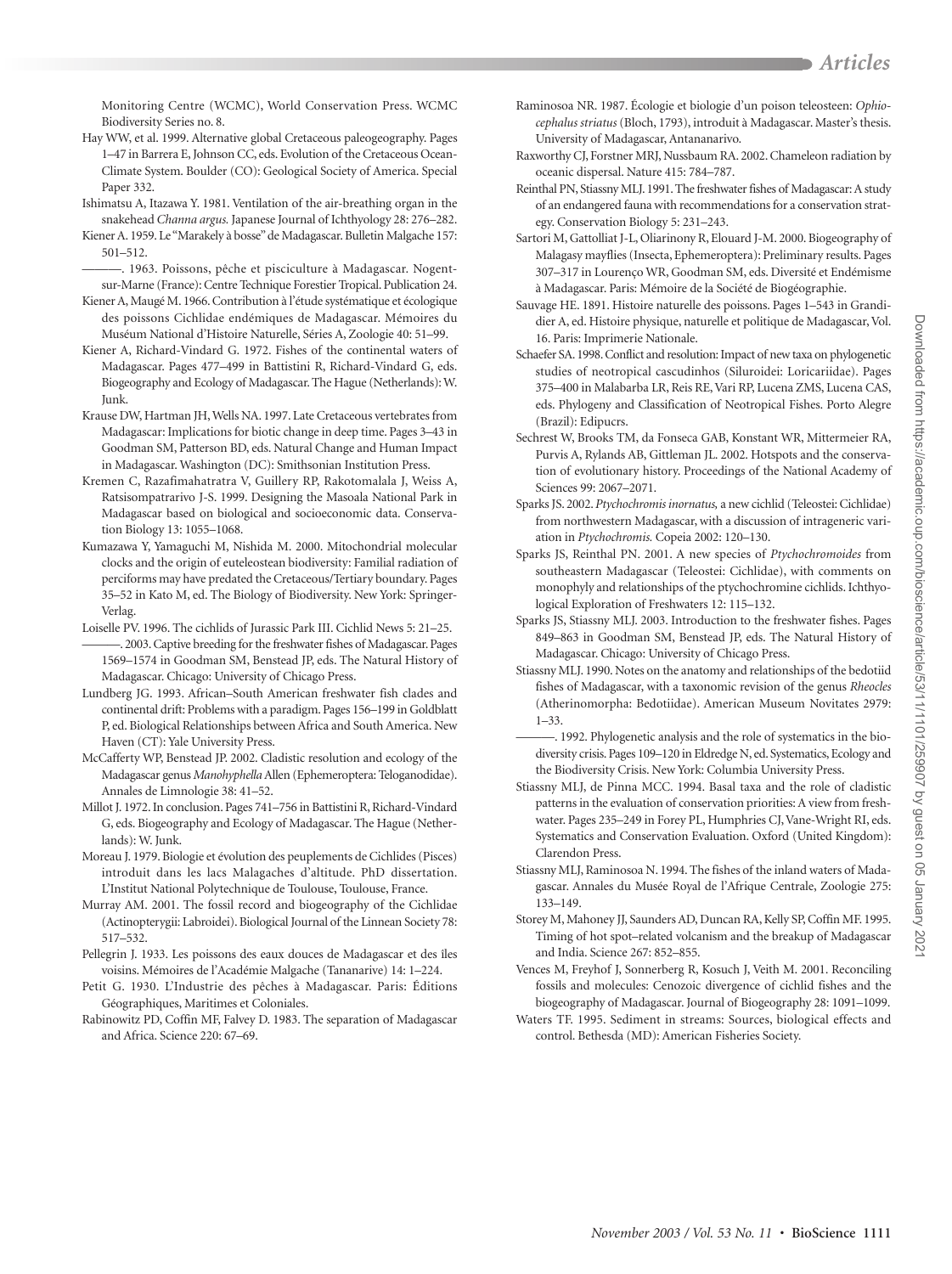Monitoring Centre (WCMC), World Conservation Press. WCMC Biodiversity Series no. 8.

Hay WW, et al. 1999. Alternative global Cretaceous paleogeography. Pages 1–47 in Barrera E, Johnson CC, eds. Evolution of the Cretaceous Ocean-Climate System. Boulder (CO): Geological Society of America. Special Paper 332.

Ishimatsu A, Itazawa Y. 1981. Ventilation of the air-breathing organ in the snakehead *Channa argus.* Japanese Journal of Ichthyology 28: 276–282.

Kiener A. 1959. Le "Marakely à bosse" de Madagascar. Bulletin Malgache 157: 501–512.

———. 1963. Poissons, pêche et pisciculture à Madagascar. Nogent-sur-Marne (France): Centre Technique Forestier Tropical. Publication 24.

Kiener A, Maugé M. 1966. Contribution à l'étude systématique et écologique des poissons Cichlidae endémiques de Madagascar. Mémoires du Muséum National d'Histoire Naturelle, Séries A, Zoologie 40: 51–99.

Kiener A, Richard-Vindard G. 1972. Fishes of the continental waters of Madagascar. Pages 477–499 in Battistini R, Richard-Vindard G, eds. Biogeography and Ecology of Madagascar. The Hague (Netherlands): W. Junk.

Krause DW, Hartman JH, Wells NA. 1997. Late Cretaceous vertebrates from Madagascar: Implications for biotic change in deep time. Pages 3–43 in Goodman SM, Patterson BD, eds. Natural Change and Human Impact in Madagascar. Washington (DC): Smithsonian Institution Press.

Kremen C, Razafimahatratra V, Guillery RP, Rakotomalala J, Weiss A, Ratsisompatrarivo J-S. 1999. Designing the Masoala National Park in Madagascar based on biological and socioeconomic data. Conservation Biology 13: 1055–1068.

Kumazawa Y, Yamaguchi M, Nishida M. 2000. Mitochondrial molecular clocks and the origin of euteleostean biodiversity: Familial radiation of perciforms may have predated the Cretaceous/Tertiary boundary. Pages 35–52 in Kato M, ed. The Biology of Biodiversity. New York: Springer-Verlag.

Loiselle PV. 1996. The cichlids of Jurassic Park III. Cichlid News 5: 21–25.

———. 2003. Captive breeding for the freshwater fishes of Madagascar. Pages 1569–1574 in Goodman SM, Benstead JP, eds. The Natural History of Madagascar. Chicago: University of Chicago Press.

Lundberg JG. 1993. African–South American freshwater fish clades and continental drift: Problems with a paradigm. Pages 156–199 in Goldblatt P, ed. Biological Relationships between Africa and South America. New Haven (CT): Yale University Press.

McCafferty WP, Benstead JP. 2002. Cladistic resolution and ecology of the Madagascar genus *Manohyphella* Allen (Ephemeroptera: Teloganodidae). Annales de Limnologie 38: 41–52.

Millot J. 1972. In conclusion. Pages 741–756 in Battistini R, Richard-Vindard G, eds. Biogeography and Ecology of Madagascar. The Hague (Netherlands): W. Junk.

Moreau J. 1979. Biologie et évolution des peuplements de Cichlides (Pisces) introduit dans les lacs Malagaches d'altitude. PhD dissertation. L'Institut National Polytechnique de Toulouse, Toulouse, France.

Murray AM. 2001. The fossil record and biogeography of the Cichlidae (Actinopterygii: Labroidei). Biological Journal of the Linnean Society 78: 517–532.

Pellegrin J. 1933. Les poissons des eaux douces de Madagascar et des îles voisins. Mémoires de l'Académie Malgache (Tananarive) 14: 1–224.

Petit G. 1930. L'Industrie des pêches à Madagascar. Paris: Éditions Géographiques, Maritimes et Coloniales.

Rabinowitz PD, Coffin MF, Falvey D. 1983. The separation of Madagascar and Africa. Science 220: 67–69.

Raminosoa NR. 1987. Écologie et biologie d'un poison teleosteen: *Ophiocephalus striatus* (Bloch, 1793), introduit à Madagascar. Master's thesis. University of Madagascar, Antananarivo.

Raxworthy CJ, Forstner MRJ, Nussbaum RA. 2002. Chameleon radiation by oceanic dispersal. Nature 415: 784–787.

Reinthal PN, Stiassny MLJ. 1991. The freshwater fishes of Madagascar: A study of an endangered fauna with recommendations for a conservation strategy. Conservation Biology 5: 231–243.

Sartori M, Gattolliat J-L, Oliarinony R, Elouard J-M. 2000. Biogeography of Malagasy mayflies (Insecta, Ephemeroptera): Preliminary results. Pages 307–317 in Lourenço WR, Goodman SM, eds. Diversité et Endémisme à Madagascar. Paris: Mémoire de la Société de Biogéographie.

Sauvage HE. 1891. Histoire naturelle des poissons. Pages 1–543 in Grandidier A, ed. Histoire physique, naturelle et politique de Madagascar, Vol. 16. Paris: Imprimerie Nationale.

Schaefer SA. 1998. Conflict and resolution: Impact of new taxa on phylogenetic studies of neotropical cascudinhos (Siluroidei: Loricariidae). Pages 375–400 in Malabarba LR, Reis RE, Vari RP, Lucena ZMS, Lucena CAS, eds. Phylogeny and Classification of Neotropical Fishes. Porto Alegre (Brazil): Edipucrs.

Sechrest W, Brooks TM, da Fonseca GAB, Konstant WR, Mittermeier RA, Purvis A, Rylands AB, Gittleman JL. 2002. Hotspots and the conservation of evolutionary history. Proceedings of the National Academy of Sciences 99: 2067–2071.

Sparks JS. 2002. *Ptychochromis inornatus,* a new cichlid (Teleostei: Cichlidae) from northwestern Madagascar, with a discussion of intrageneric variation in *Ptychochromis.* Copeia 2002: 120–130.

Sparks JS, Reinthal PN. 2001. A new species of *Ptychochromoides* from southeastern Madagascar (Teleostei: Cichlidae), with comments on monophyly and relationships of the ptychochromine cichlids. Ichthyological Exploration of Freshwaters 12: 115–132.

Sparks JS, Stiassny MLJ. 2003. Introduction to the freshwater fishes. Pages 849–863 in Goodman SM, Benstead JP, eds. The Natural History of Madagascar. Chicago: University of Chicago Press.

Stiassny MLJ. 1990. Notes on the anatomy and relationships of the bedotiid fishes of Madagascar, with a taxonomic revision of the genus *Rheocles* (Atherinomorpha: Bedotiidae). American Museum Novitates 2979: 1–33.

———. 1992. Phylogenetic analysis and the role of systematics in the biodiversity crisis. Pages 109–120 in Eldredge N, ed. Systematics, Ecology and the Biodiversity Crisis. New York: Columbia University Press.

Stiassny MLJ, de Pinna MCC. 1994. Basal taxa and the role of cladistic patterns in the evaluation of conservation priorities: A view from freshwater. Pages 235–249 in Forey PL, Humphries CJ, Vane-Wright RI, eds. Systematics and Conservation Evaluation. Oxford (United Kingdom): Clarendon Press.

Stiassny MLJ, Raminosoa N. 1994. The fishes of the inland waters of Madagascar. Annales du Musée Royal de l'Afrique Centrale, Zoologie 275: 133–149.

Storey M, Mahoney JJ, Saunders AD, Duncan RA, Kelly SP, Coffin MF. 1995. Timing of hot spot–related volcanism and the breakup of Madagascar and India. Science 267: 852–855.

Vences M, Freyhof J, Sonnerberg R, Kosuch J, Veith M. 2001. Reconciling fossils and molecules: Cenozoic divergence of cichlid fishes and the biogeography of Madagascar. Journal of Biogeography 28: 1091–1099.

Waters TF. 1995. Sediment in streams: Sources, biological effects and control. Bethesda (MD): American Fisheries Society.